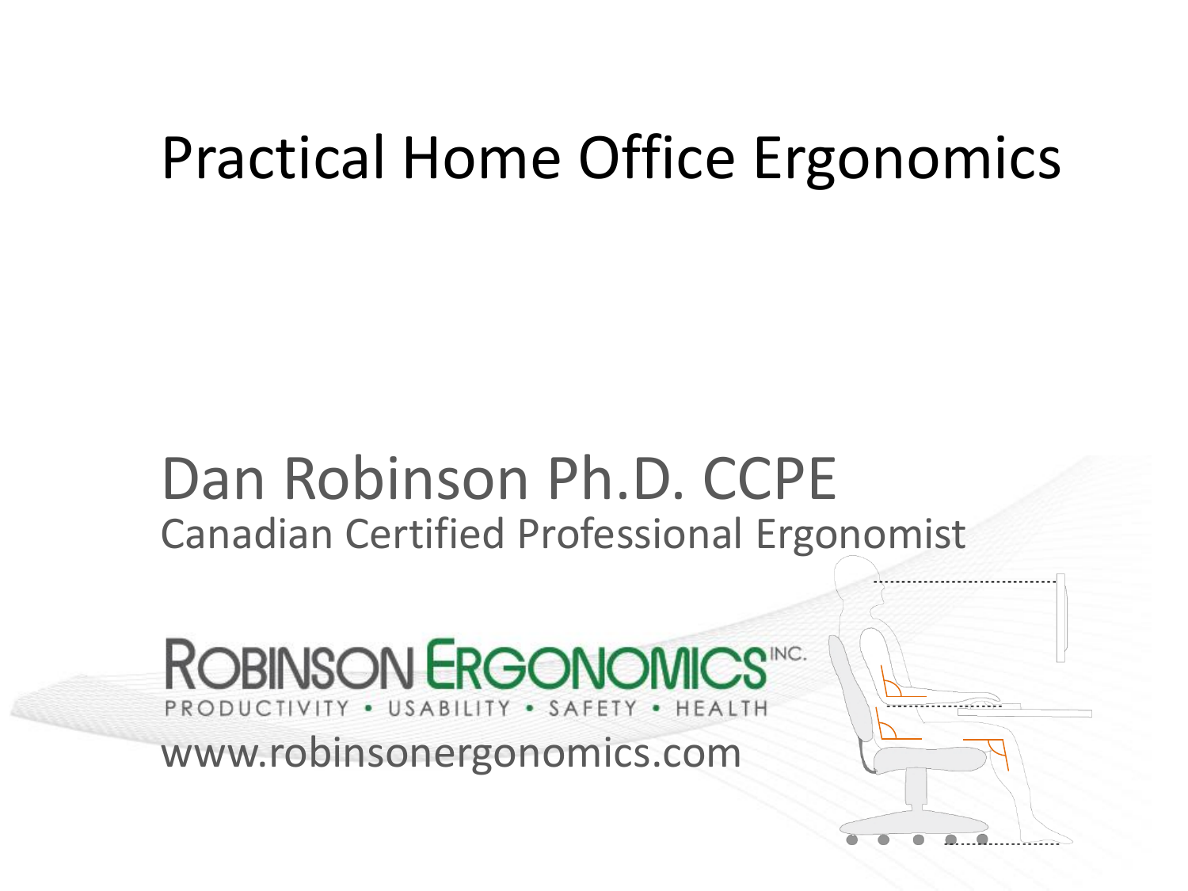# Practical Home Office Ergonomics

Dan Robinson Ph.D. CCPE

Canadian Certified Professional Ergonomist

ROBINSON ERGONOMICS INC.

PRODUCTIVITY • USABILITY • SAFETY • HEALTH

www.robinsonergonomics.com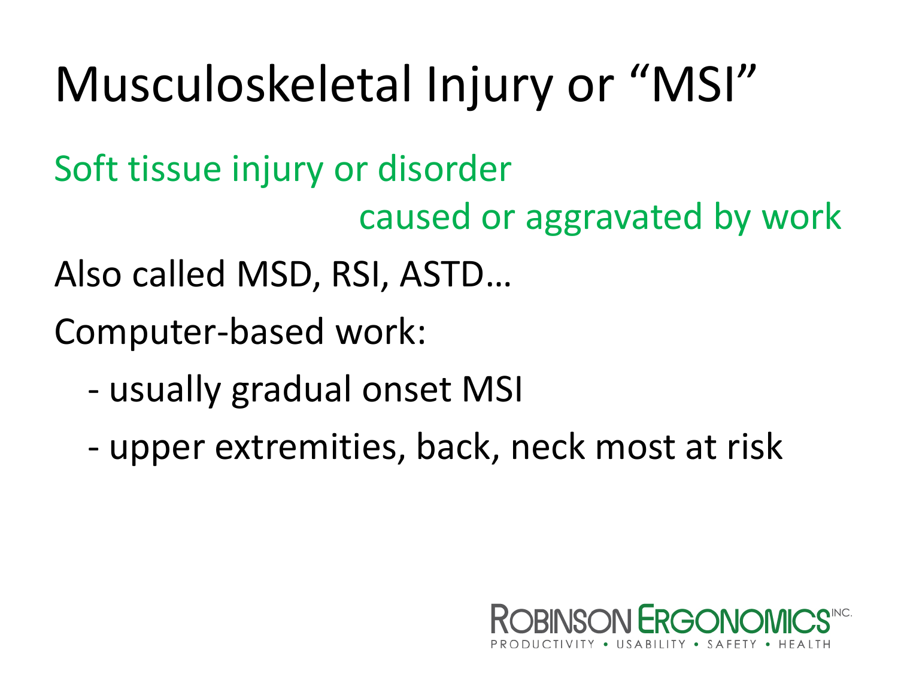# Musculoskeletal Injury or "MSI"

Soft tissue injury or disorder caused or aggravated by work

Also called MSD, RSI, ASTD…

Computer-based work:

- usually gradual onset MSI
- upper extremities, back, neck most at risk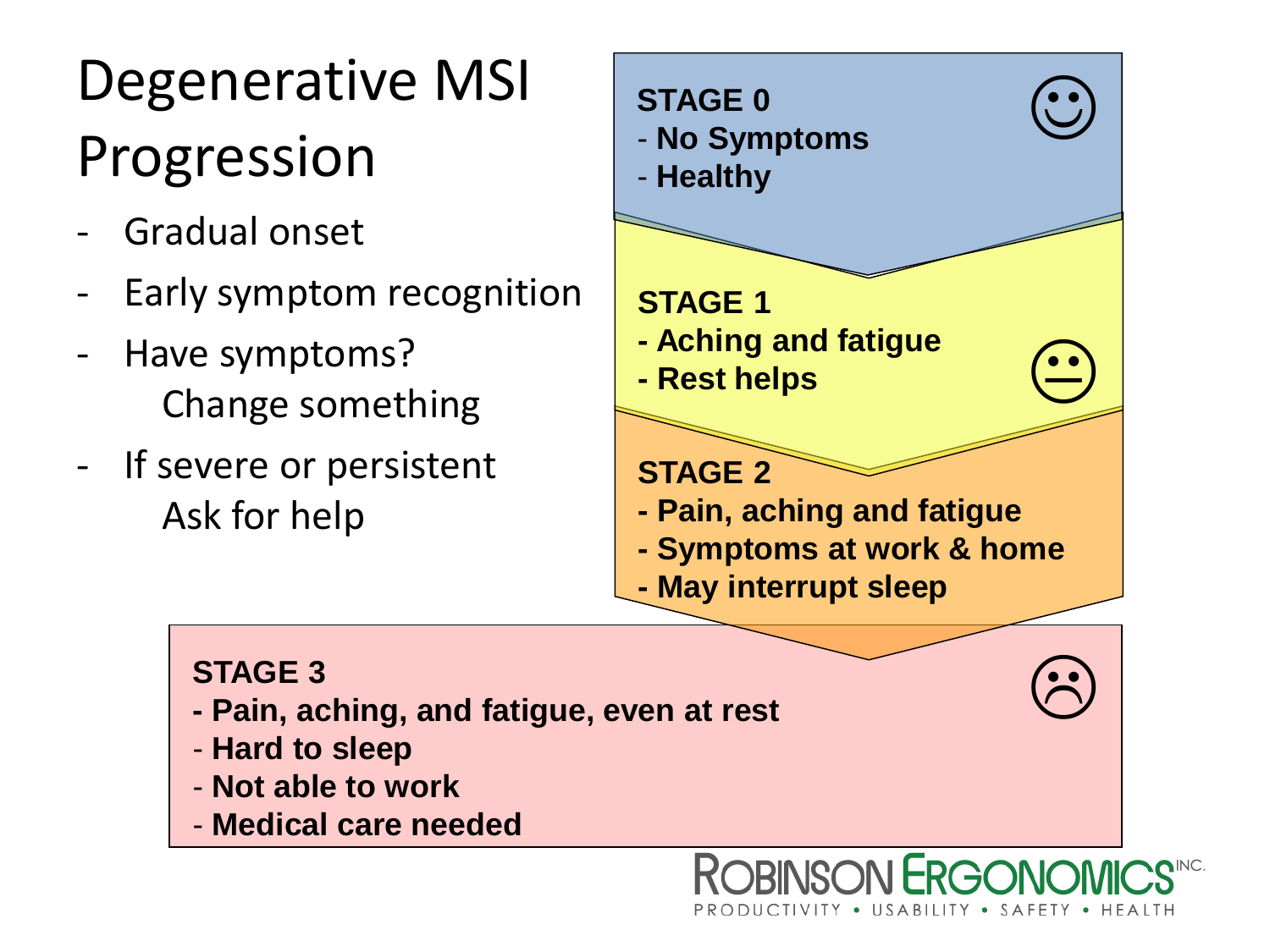# Degenerative MSI Progression

- Gradual onset
- Early symptom recognition
- Have symptoms?
  Change something
- If severe or persistent
  Ask for help

**STAGE 0**
- **No Symptoms**
- **Healthy**

**STAGE 1**
- **Aching and fatigue**
- **Rest helps**

**STAGE 2**
- **Pain, aching and fatigue**
- **Symptoms at work & home**
- **May interrupt sleep**

**STAGE 3**
- **Pain, aching, and fatigue, even at rest**
- **Hard to sleep**
- **Not able to work**
- **Medical care needed**

ROBINSON ERGONOMICS INC.
PRODUCTIVITY • USABILITY • SAFETY • HEALTH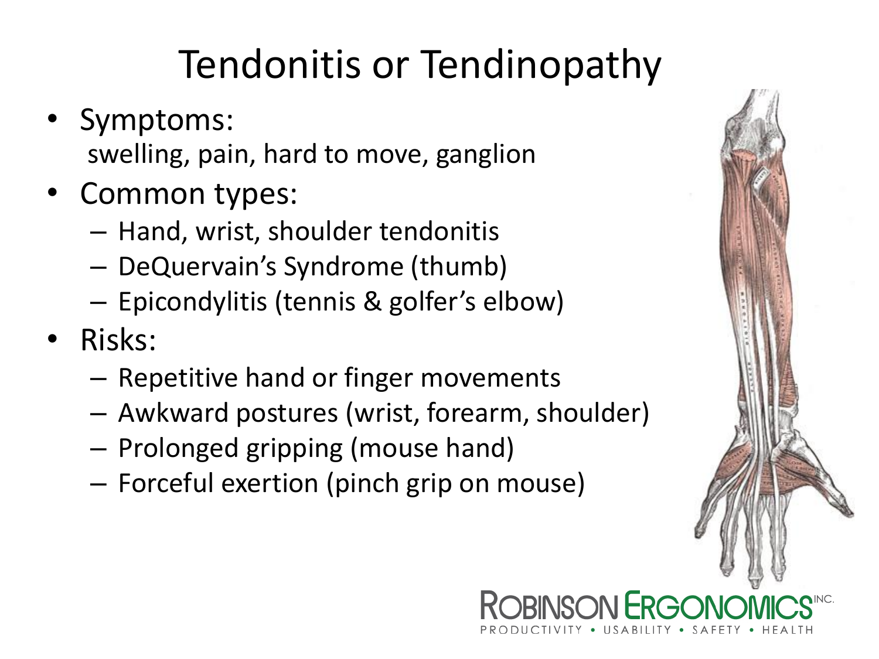# Tendonitis or Tendinopathy

- Symptoms:
  swelling, pain, hard to move, ganglion
- Common types:
  - Hand, wrist, shoulder tendonitis
  - DeQuervain's Syndrome (thumb)
  - Epicondylitis (tennis & golfer's elbow)
- Risks:
  - Repetitive hand or finger movements
  - Awkward postures (wrist, forearm, shoulder)
  - Prolonged gripping (mouse hand)
  - Forceful exertion (pinch grip on mouse)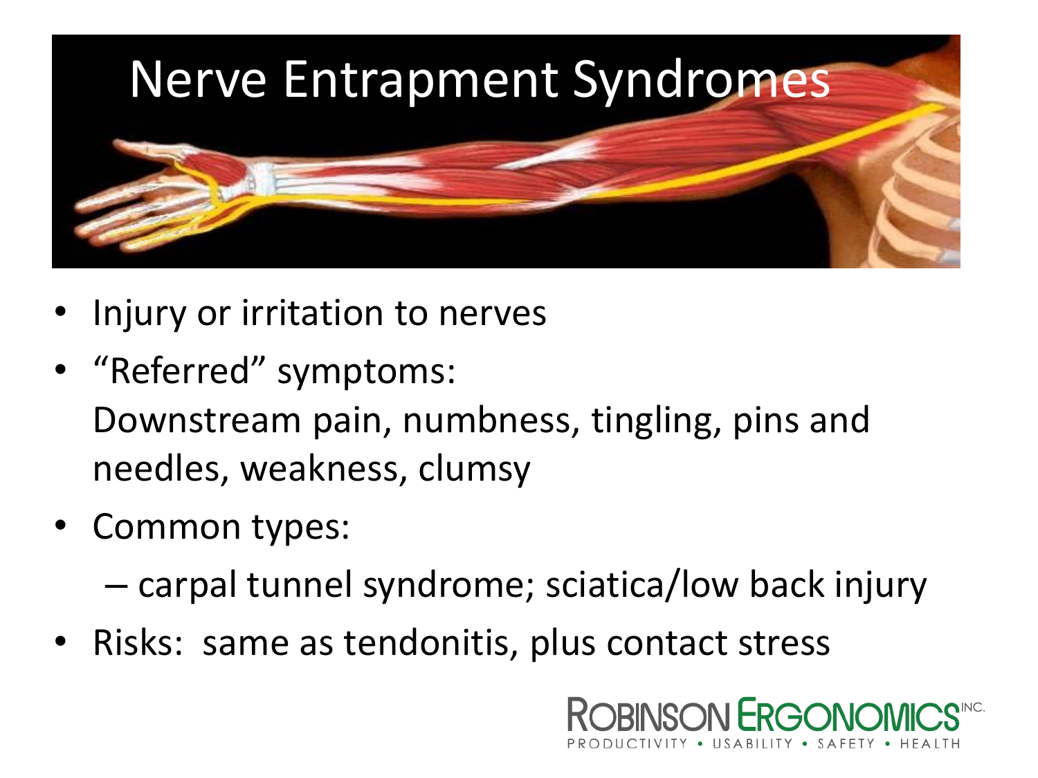# Nerve Entrapment Syndromes

- Injury or irritation to nerves
- "Referred" symptoms:
  Downstream pain, numbness, tingling, pins and needles, weakness, clumsy
- Common types:
  - carpal tunnel syndrome; sciatica/low back injury
- Risks: same as tendonitis, plus contact stress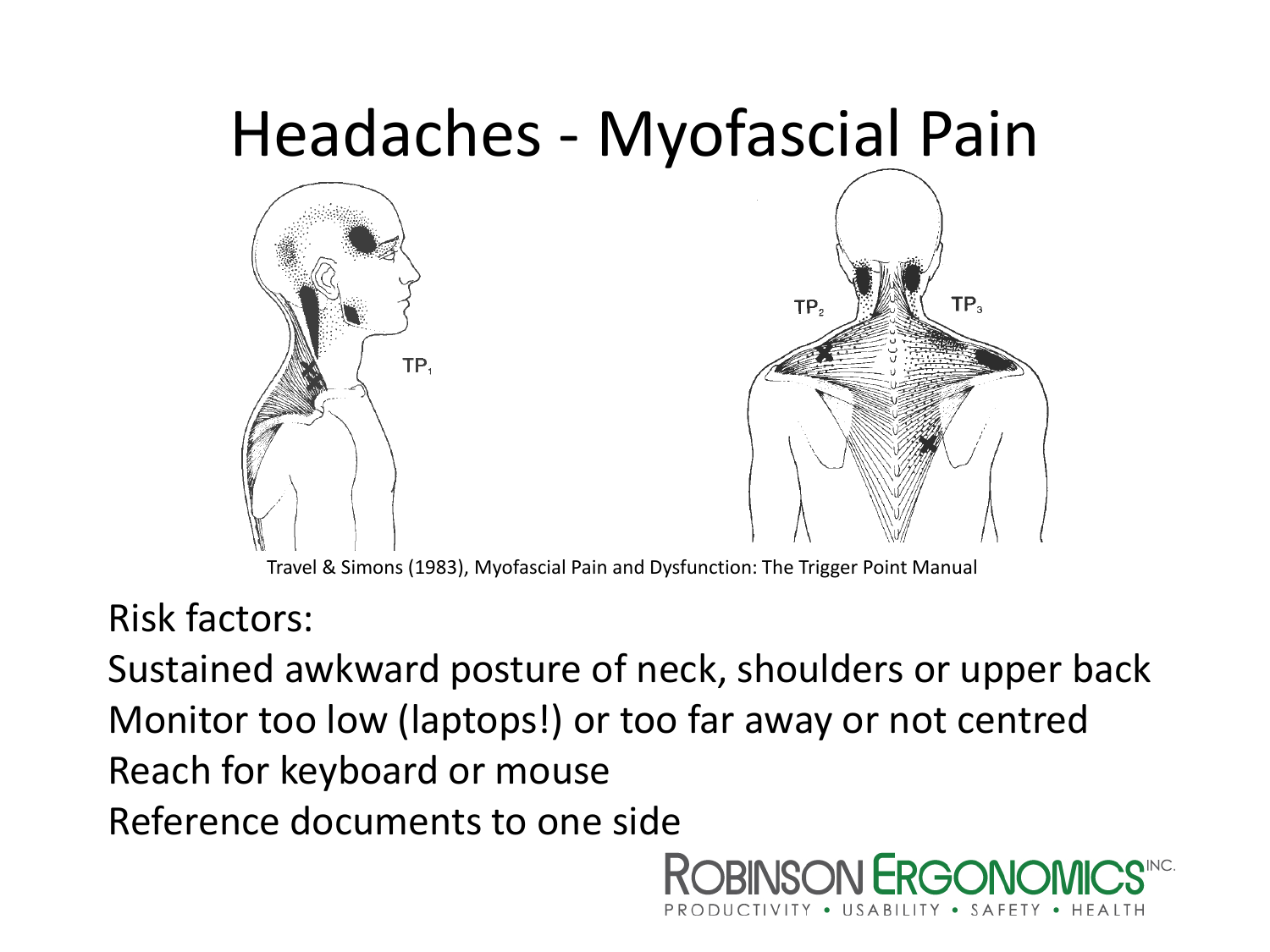# Headaches - Myofascial Pain

Travel & Simons (1983), Myofascial Pain and Dysfunction: The Trigger Point Manual

Risk factors:

Sustained awkward posture of neck, shoulders or upper back

Monitor too low (laptops!) or too far away or not centred

Reach for keyboard or mouse

Reference documents to one side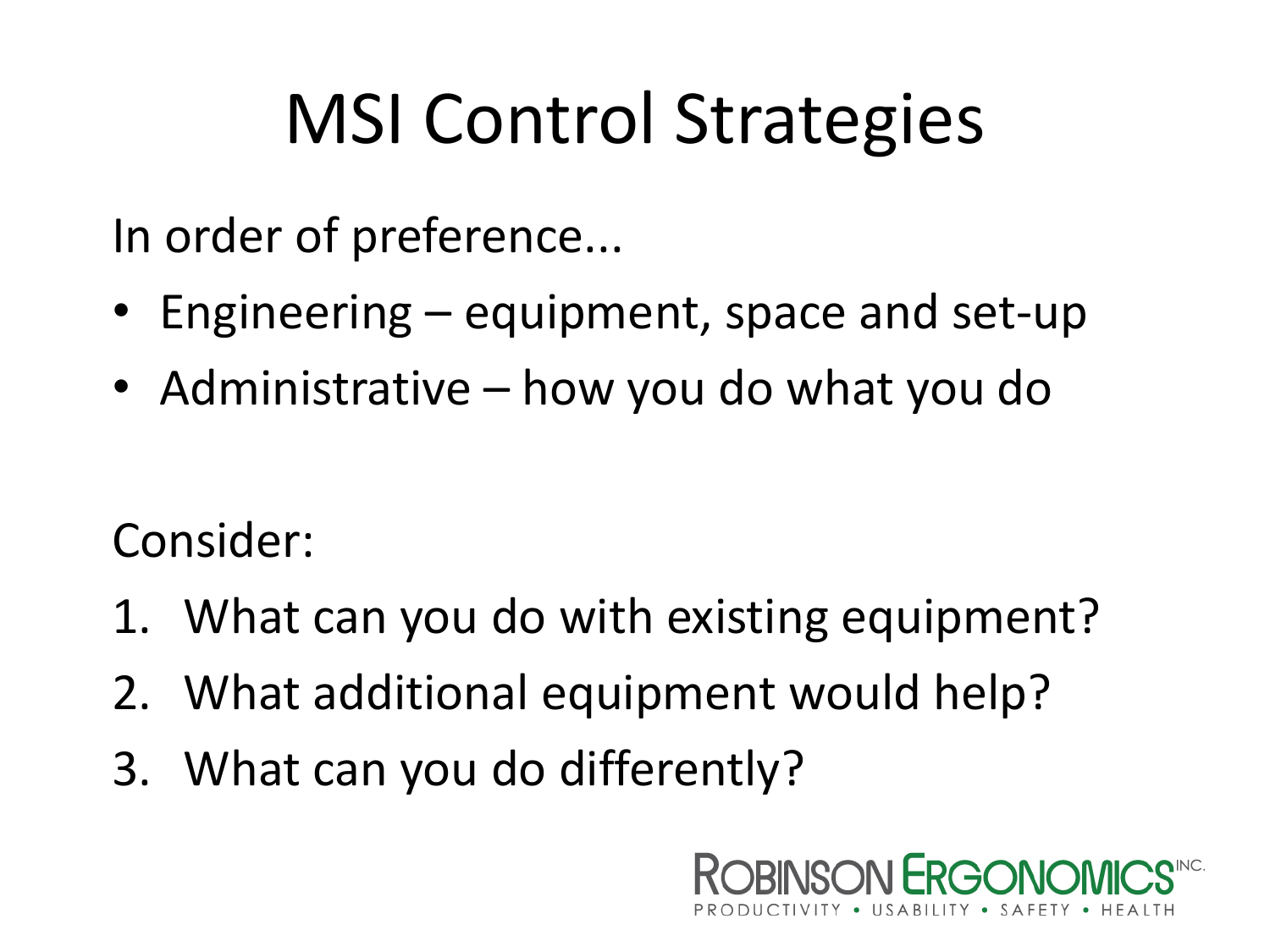# MSI Control Strategies

In order of preference...

- Engineering – equipment, space and set-up
- Administrative – how you do what you do

Consider:

1. What can you do with existing equipment?
2. What additional equipment would help?
3. What can you do differently?

ROBINSON ERGONOMICS INC.
PRODUCTIVITY • USABILITY • SAFETY • HEALTH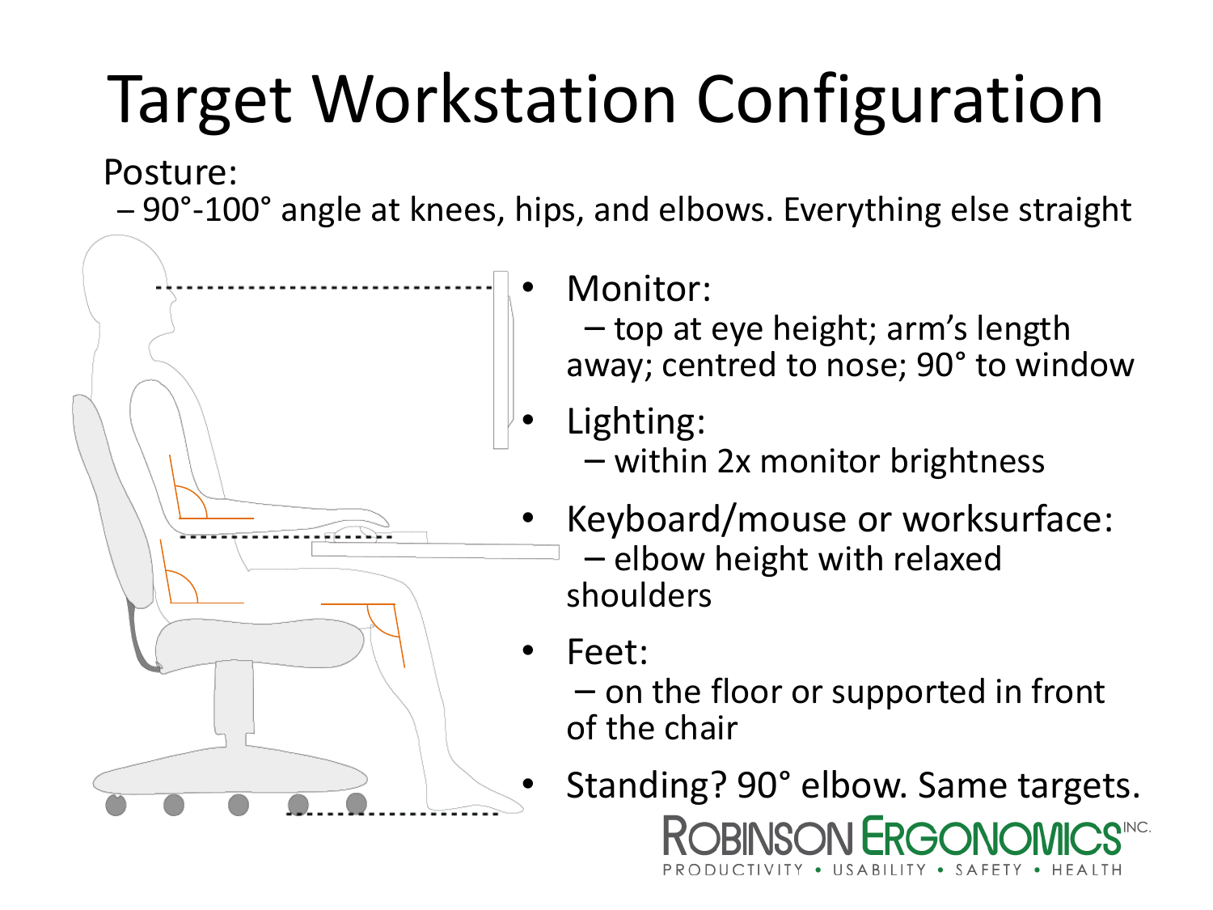# Target Workstation Configuration

Posture:

– 90°-100° angle at knees, hips, and elbows. Everything else straight

- Monitor:
  – top at eye height; arm's length away; centred to nose; 90° to window
- Lighting:
  – within 2x monitor brightness
- Keyboard/mouse or worksurface:
  – elbow height with relaxed shoulders
- Feet:
  – on the floor or supported in front of the chair
- Standing? 90° elbow. Same targets.

ROBINSON ERGONOMICS INC.
PRODUCTIVITY • USABILITY • SAFETY • HEALTH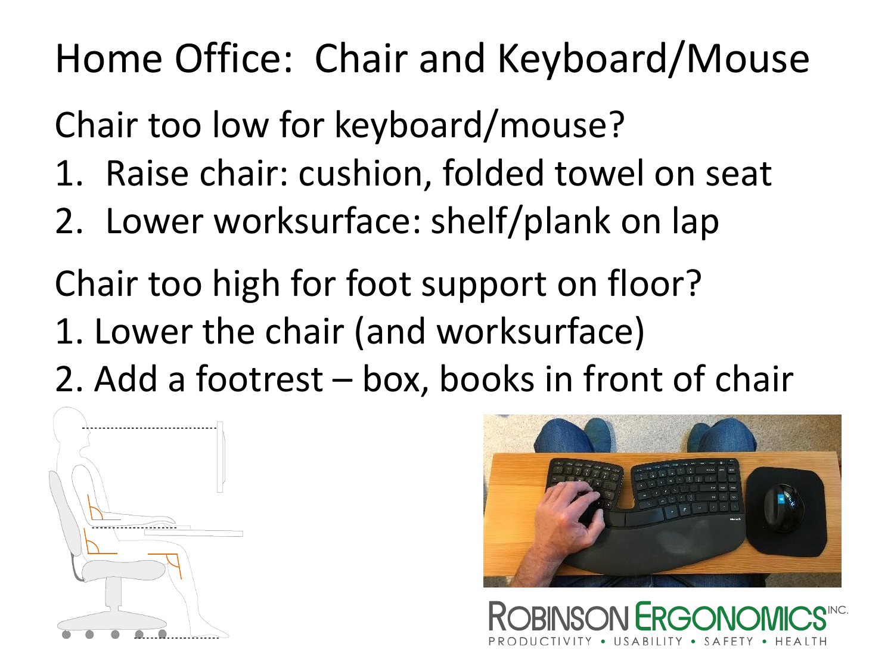# Home Office: Chair and Keyboard/Mouse

Chair too low for keyboard/mouse?

1. Raise chair: cushion, folded towel on seat
2. Lower worksurface: shelf/plank on lap

Chair too high for foot support on floor?

1. Lower the chair (and worksurface)
2. Add a footrest – box, books in front of chair

ROBINSON ERGONOMICS INC.
PRODUCTIVITY • USABILITY • SAFETY • HEALTH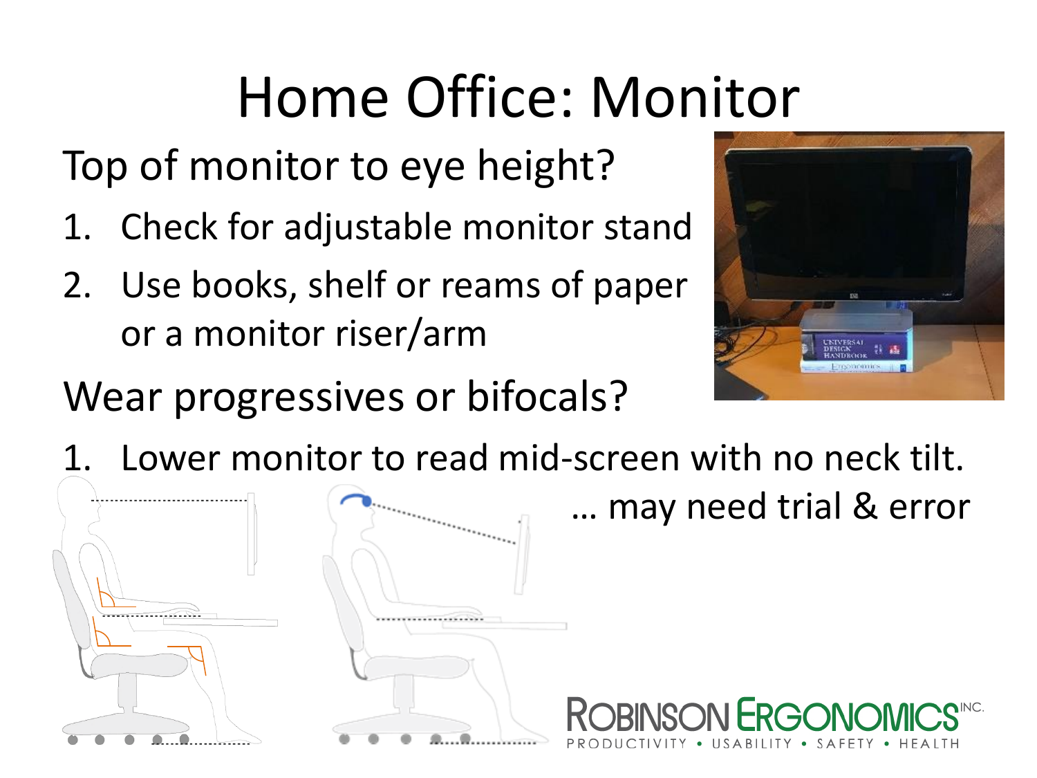# Home Office: Monitor

Top of monitor to eye height?

1. Check for adjustable monitor stand
2. Use books, shelf or reams of paper or a monitor riser/arm

Wear progressives or bifocals?

1. Lower monitor to read mid-screen with no neck tilt.

… may need trial & error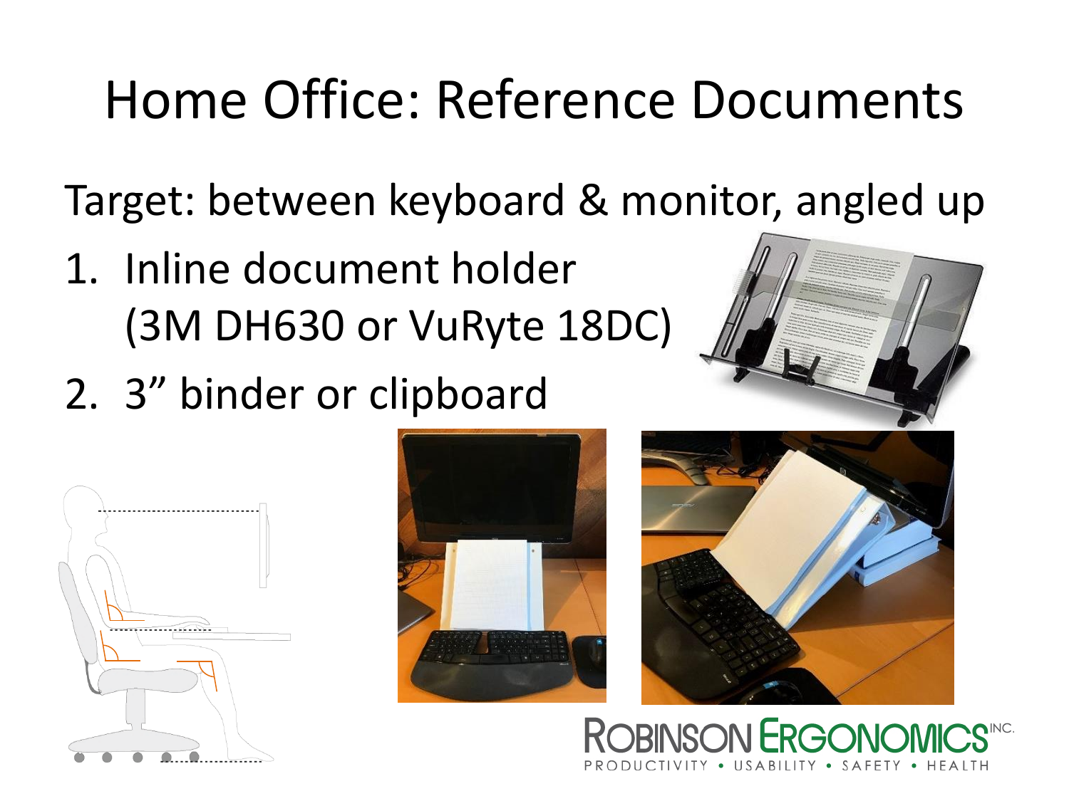# Home Office: Reference Documents

Target: between keyboard & monitor, angled up

1. Inline document holder (3M DH630 or VuRyte 18DC)
2. 3" binder or clipboard

ROBINSON ERGONOMICS INC.
PRODUCTIVITY • USABILITY • SAFETY • HEALTH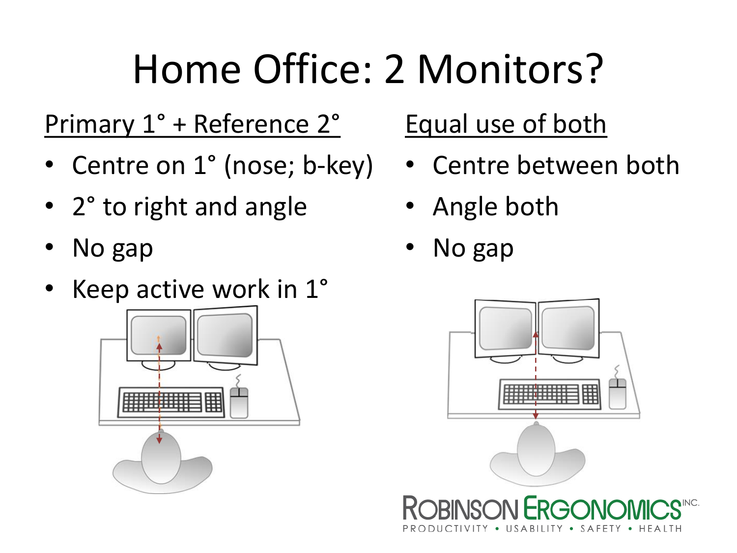# Home Office: 2 Monitors?

<u>Primary 1° + Reference 2°</u>

- Centre on 1° (nose; b-key)
- 2° to right and angle
- No gap
- Keep active work in 1°

<u>Equal use of both</u>

- Centre between both
- Angle both
- No gap

ROBINSON ERGONOMICS INC.
PRODUCTIVITY • USABILITY • SAFETY • HEALTH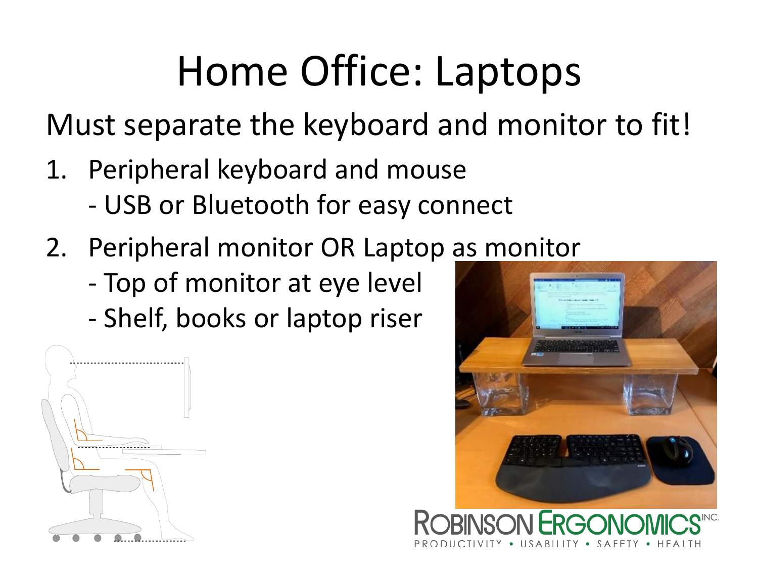# Home Office: Laptops

Must separate the keyboard and monitor to fit!

1. Peripheral keyboard and mouse
   - USB or Bluetooth for easy connect
2. Peripheral monitor OR Laptop as monitor
   - Top of monitor at eye level
   - Shelf, books or laptop riser

ROBINSON ERGONOMICS INC.
PRODUCTIVITY • USABILITY • SAFETY • HEALTH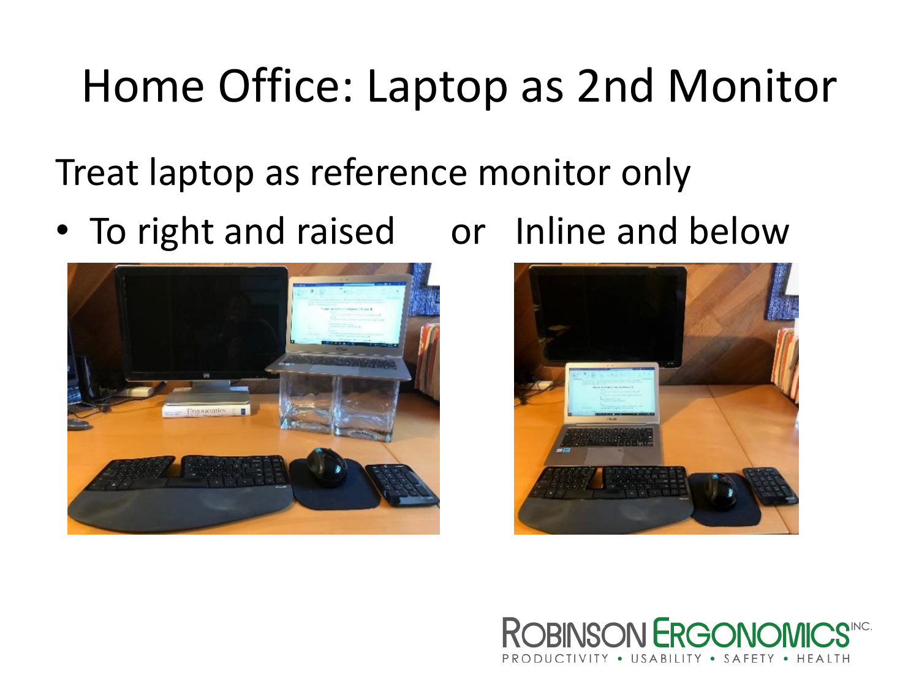# Home Office: Laptop as 2nd Monitor

Treat laptop as reference monitor only

- To right and raised or Inline and below

ROBINSON ERGONOMICS INC.
PRODUCTIVITY • USABILITY • SAFETY • HEALTH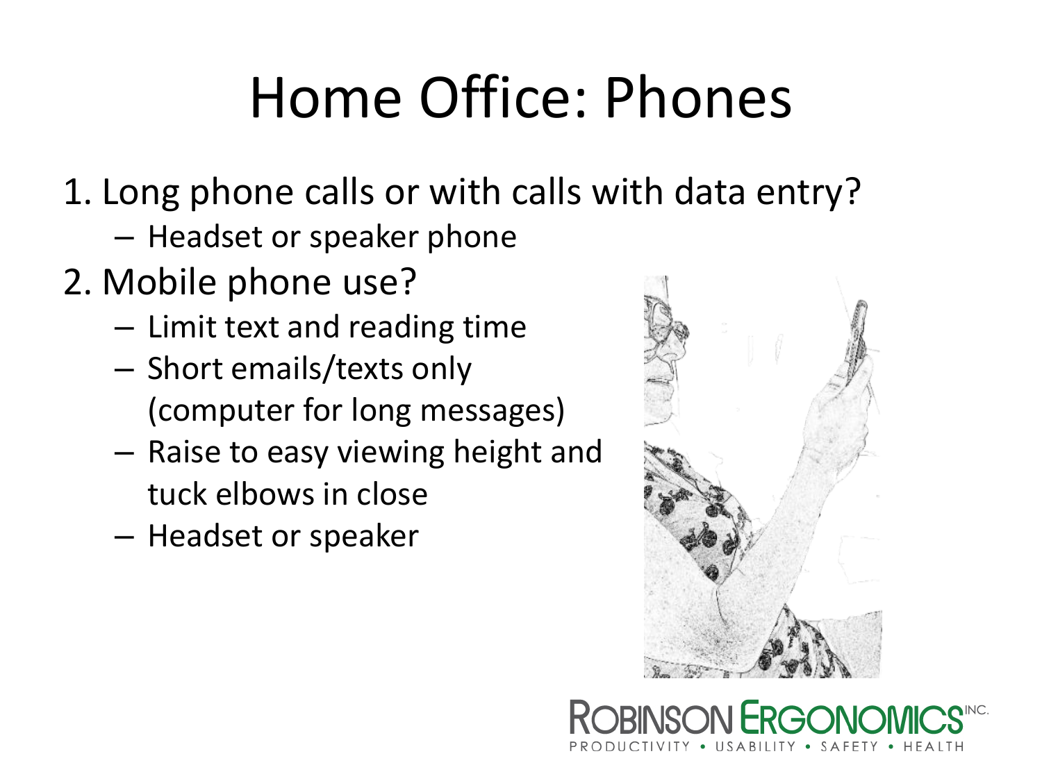# Home Office: Phones

1. Long phone calls or with calls with data entry?
   - Headset or speaker phone
2. Mobile phone use?
   - Limit text and reading time
   - Short emails/texts only (computer for long messages)
   - Raise to easy viewing height and tuck elbows in close
   - Headset or speaker

ROBINSON ERGONOMICS INC.
PRODUCTIVITY • USABILITY • SAFETY • HEALTH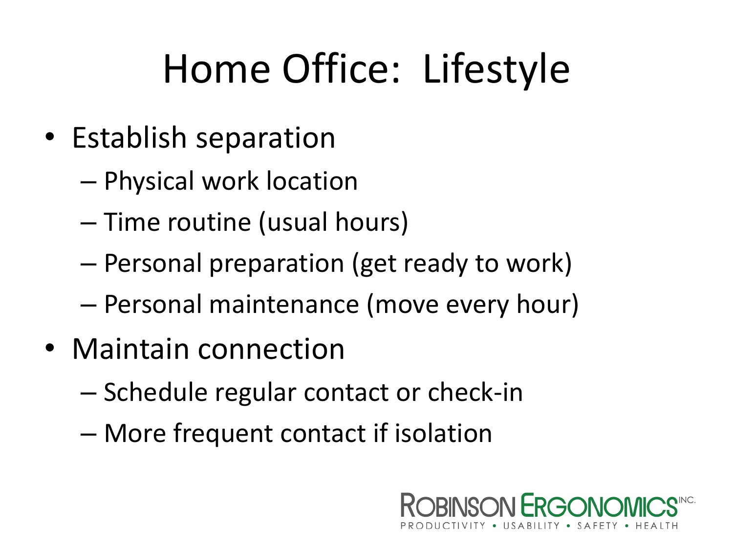# Home Office: Lifestyle

- Establish separation
  - Physical work location
  - Time routine (usual hours)
  - Personal preparation (get ready to work)
  - Personal maintenance (move every hour)
- Maintain connection
  - Schedule regular contact or check-in
  - More frequent contact if isolation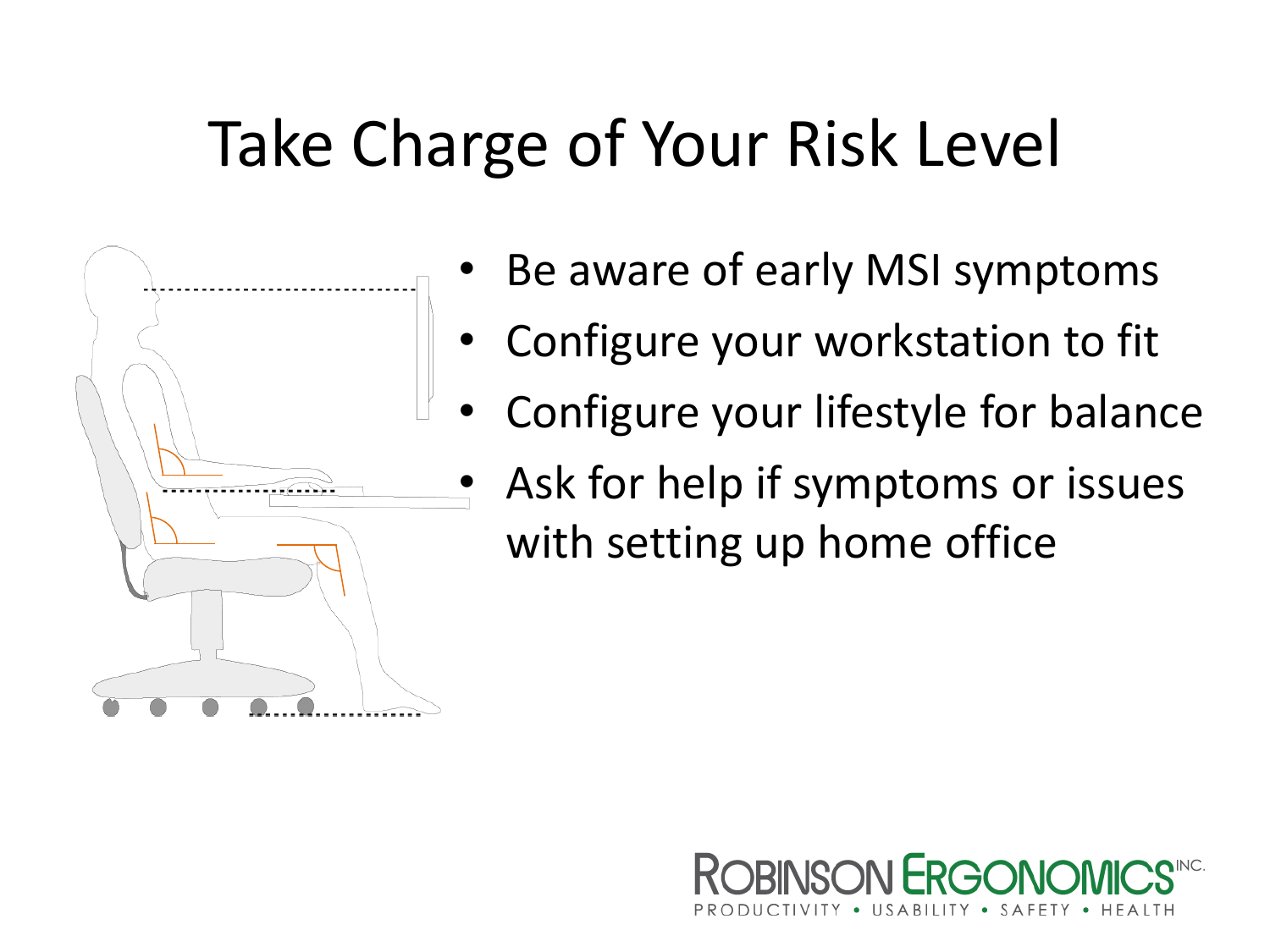# Take Charge of Your Risk Level

- Be aware of early MSI symptoms
- Configure your workstation to fit
- Configure your lifestyle for balance
- Ask for help if symptoms or issues with setting up home office